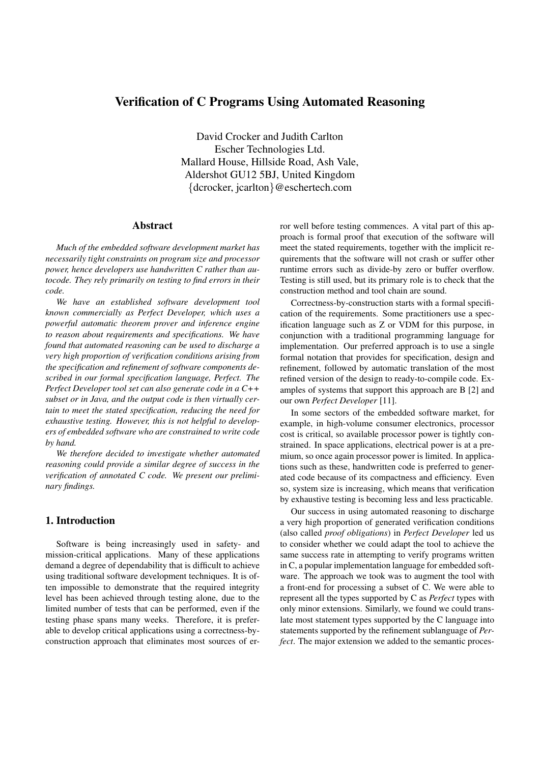# Verification of C Programs Using Automated Reasoning

David Crocker and Judith Carlton
Escher Technologies Ltd.
Mallard House, Hillside Road, Ash Vale,
Aldershot GU12 5BJ, United Kingdom
{dcrocker, jcarlton}@eschertech.com

## Abstract

*Much of the embedded software development market has necessarily tight constraints on program size and processor power, hence developers use handwritten C rather than autocode. They rely primarily on testing to find errors in their code.*

*We have an established software development tool known commercially as Perfect Developer, which uses a powerful automatic theorem prover and inference engine to reason about requirements and specifications. We have found that automated reasoning can be used to discharge a very high proportion of verification conditions arising from the specification and refinement of software components described in our formal specification language, Perfect. The Perfect Developer tool set can also generate code in a C++ subset or in Java, and the output code is then virtually certain to meet the stated specification, reducing the need for exhaustive testing. However, this is not helpful to developers of embedded software who are constrained to write code by hand.*

*We therefore decided to investigate whether automated reasoning could provide a similar degree of success in the verification of annotated C code. We present our preliminary findings.*

## 1. Introduction

Software is being increasingly used in safety- and mission-critical applications. Many of these applications demand a degree of dependability that is difficult to achieve using traditional software development techniques. It is often impossible to demonstrate that the required integrity level has been achieved through testing alone, due to the limited number of tests that can be performed, even if the testing phase spans many weeks. Therefore, it is preferable to develop critical applications using a correctness-by-construction approach that eliminates most sources of error well before testing commences. A vital part of this approach is formal proof that execution of the software will meet the stated requirements, together with the implicit requirements that the software will not crash or suffer other runtime errors such as divide-by zero or buffer overflow. Testing is still used, but its primary role is to check that the construction method and tool chain are sound.

Correctness-by-construction starts with a formal specification of the requirements. Some practitioners use a specification language such as Z or VDM for this purpose, in conjunction with a traditional programming language for implementation. Our preferred approach is to use a single formal notation that provides for specification, design and refinement, followed by automatic translation of the most refined version of the design to ready-to-compile code. Examples of systems that support this approach are B [2] and our own *Perfect Developer* [11].

In some sectors of the embedded software market, for example, in high-volume consumer electronics, processor cost is critical, so available processor power is tightly constrained. In space applications, electrical power is at a premium, so once again processor power is limited. In applications such as these, handwritten code is preferred to generated code because of its compactness and efficiency. Even so, system size is increasing, which means that verification by exhaustive testing is becoming less and less practicable.

Our success in using automated reasoning to discharge a very high proportion of generated verification conditions (also called *proof obligations*) in *Perfect Developer* led us to consider whether we could adapt the tool to achieve the same success rate in attempting to verify programs written in C, a popular implementation language for embedded software. The approach we took was to augment the tool with a front-end for processing a subset of C. We were able to represent all the types supported by C as *Perfect* types with only minor extensions. Similarly, we found we could translate most statement types supported by the C language into statements supported by the refinement sublanguage of *Perfect*. The major extension we added to the semantic proces-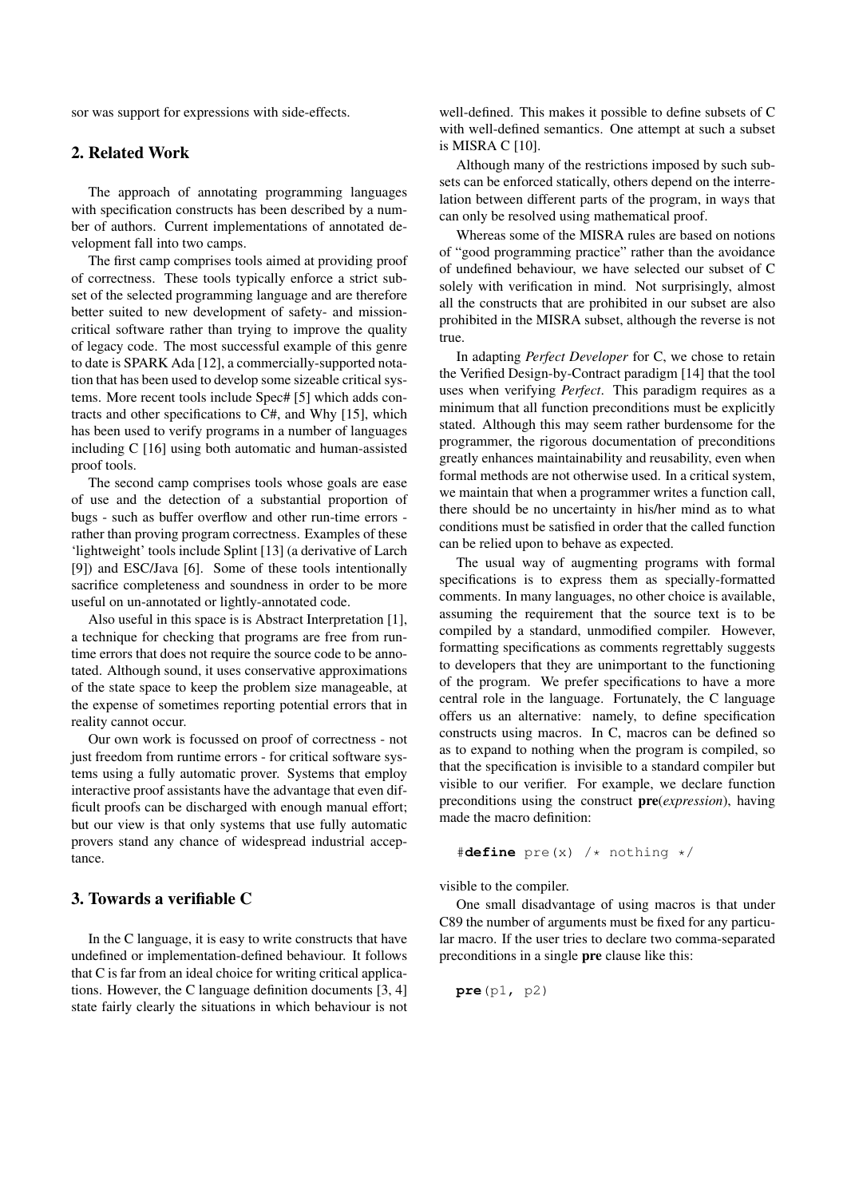sor was support for expressions with side-effects.

## 2. Related Work

The approach of annotating programming languages with specification constructs has been described by a number of authors. Current implementations of annotated development fall into two camps.

The first camp comprises tools aimed at providing proof of correctness. These tools typically enforce a strict subset of the selected programming language and are therefore better suited to new development of safety- and mission-critical software rather than trying to improve the quality of legacy code. The most successful example of this genre to date is SPARK Ada [12], a commercially-supported notation that has been used to develop some sizeable critical systems. More recent tools include Spec# [5] which adds contracts and other specifications to C#, and Why [15], which has been used to verify programs in a number of languages including C [16] using both automatic and human-assisted proof tools.

The second camp comprises tools whose goals are ease of use and the detection of a substantial proportion of bugs - such as buffer overflow and other run-time errors - rather than proving program correctness. Examples of these 'lightweight' tools include Splint [13] (a derivative of Larch [9]) and ESC/Java [6]. Some of these tools intentionally sacrifice completeness and soundness in order to be more useful on un-annotated or lightly-annotated code.

Also useful in this space is Abstract Interpretation [1], a technique for checking that programs are free from runtime errors that does not require the source code to be annotated. Although sound, it uses conservative approximations of the state space to keep the problem size manageable, at the expense of sometimes reporting potential errors that in reality cannot occur.

Our own work is focussed on proof of correctness - not just freedom from runtime errors - for critical software systems using a fully automatic prover. Systems that employ interactive proof assistants have the advantage that even difficult proofs can be discharged with enough manual effort; but our view is that only systems that use fully automatic provers stand any chance of widespread industrial acceptance.

## 3. Towards a verifiable C

In the C language, it is easy to write constructs that have undefined or implementation-defined behaviour. It follows that C is far from an ideal choice for writing critical applications. However, the C language definition documents [3, 4] state fairly clearly the situations in which behaviour is not well-defined. This makes it possible to define subsets of C with well-defined semantics. One attempt at such a subset is MISRA C [10].

Although many of the restrictions imposed by such subsets can be enforced statically, others depend on the interrelation between different parts of the program, in ways that can only be resolved using mathematical proof.

Whereas some of the MISRA rules are based on notions of "good programming practice" rather than the avoidance of undefined behaviour, we have selected our subset of C solely with verification in mind. Not surprisingly, almost all the constructs that are prohibited in our subset are also prohibited in the MISRA subset, although the reverse is not true.

In adapting *Perfect Developer* for C, we chose to retain the Verified Design-by-Contract paradigm [14] that the tool uses when verifying *Perfect*. This paradigm requires as a minimum that all function preconditions must be explicitly stated. Although this may seem rather burdensome for the programmer, the rigorous documentation of preconditions greatly enhances maintainability and reusability, even when formal methods are not otherwise used. In a critical system, we maintain that when a programmer writes a function call, there should be no uncertainty in his/her mind as to what conditions must be satisfied in order that the called function can be relied upon to behave as expected.

The usual way of augmenting programs with formal specifications is to express them as specially-formatted comments. In many languages, no other choice is available, assuming the requirement that the source text is to be compiled by a standard, unmodified compiler. However, formatting specifications as comments regrettably suggests to developers that they are unimportant to the functioning of the program. We prefer specifications to have a more central role in the language. Fortunately, the C language offers us an alternative: namely, to define specification constructs using macros. In C, macros can be defined so as to expand to nothing when the program is compiled, so that the specification is invisible to a standard compiler but visible to our verifier. For example, we declare function preconditions using the construct **pre**(*expression*), having made the macro definition:

```
#define pre(x) /* nothing */
```

visible to the compiler.

One small disadvantage of using macros is that under C89 the number of arguments must be fixed for any particular macro. If the user tries to declare two comma-separated preconditions in a single **pre** clause like this:

```
pre(p1, p2)
```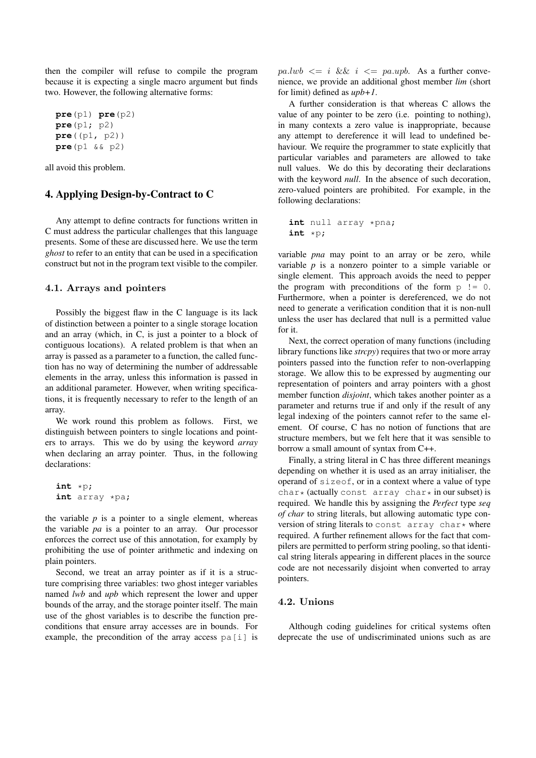then the compiler will refuse to compile the program because it is expecting a single macro argument but finds two. However, the following alternative forms:

```
pre(p1) pre(p2)
pre(p1; p2)
pre((p1, p2))
pre(p1 && p2)
```

all avoid this problem.

## 4. Applying Design-by-Contract to C

Any attempt to define contracts for functions written in C must address the particular challenges that this language presents. Some of these are discussed here. We use the term *ghost* to refer to an entity that can be used in a specification construct but not in the program text visible to the compiler.

### 4.1. Arrays and pointers

Possibly the biggest flaw in the C language is its lack of distinction between a pointer to a single storage location and an array (which, in C, is just a pointer to a block of contiguous locations). A related problem is that when an array is passed as a parameter to a function, the called function has no way of determining the number of addressable elements in the array, unless this information is passed in an additional parameter. However, when writing specifications, it is frequently necessary to refer to the length of an array.

We work round this problem as follows. First, we distinguish between pointers to single locations and pointers to arrays. This we do by using the keyword *array* when declaring an array pointer. Thus, in the following declarations:

```
int *p;
int array *pa;
```

the variable *p* is a pointer to a single element, whereas the variable *pa* is a pointer to an array. Our processor enforces the correct use of this annotation, for example by prohibiting the use of pointer arithmetic and indexing on plain pointers.

Second, we treat an array pointer as if it is a structure comprising three variables: two ghost integer variables named *lwb* and *upb* which represent the lower and upper bounds of the array, and the storage pointer itself. The main use of the ghost variables is to describe the function preconditions that ensure array accesses are in bounds. For example, the precondition of the array access `pa[i]` is $pa.lwb <= i$ && $i <= pa.upb$. As a further convenience, we provide an additional ghost member *lim* (short for limit) defined as *upb+1*.

A further consideration is that whereas C allows the value of any pointer to be zero (i.e. pointing to nothing), in many contexts a zero value is inappropriate, because any attempt to dereference it will lead to undefined behaviour. We require the programmer to state explicitly that particular variables and parameters are allowed to take null values. We do this by decorating their declarations with the keyword *null*. In the absence of such decoration, zero-valued pointers are prohibited. For example, in the following declarations:

```
int null array *pna;
int *p;
```

variable *pna* may point to an array or be zero, while variable *p* is a nonzero pointer to a simple variable or single element. This approach avoids the need to pepper the program with preconditions of the form `p != 0`. Furthermore, when a pointer is dereferenced, we do not need to generate a verification condition that it is non-null unless the user has declared that null is a permitted value for it.

Next, the correct operation of many functions (including library functions like *strcpy*) requires that two or more array pointers passed into the function refer to non-overlapping storage. We allow this to be expressed by augmenting our representation of pointers and array pointers with a ghost member function *disjoint*, which takes another pointer as a parameter and returns true if and only if the result of any legal indexing of the pointers cannot refer to the same element. Of course, C has no notion of functions that are structure members, but we felt here that it was sensible to borrow a small amount of syntax from C++.

Finally, a string literal in C has three different meanings depending on whether it is used as an array initialiser, the operand of `sizeof`, or in a context where a value of type `char*` (actually `const array char*` in our subset) is required. We handle this by assigning the *Perfect* type *seq of char* to string literals, but allowing automatic type conversion of string literals to `const array char*` where required. A further refinement allows for the fact that compilers are permitted to perform string pooling, so that identical string literals appearing in different places in the source code are not necessarily disjoint when converted to array pointers.

### 4.2. Unions

Although coding guidelines for critical systems often deprecate the use of undiscriminated unions such as are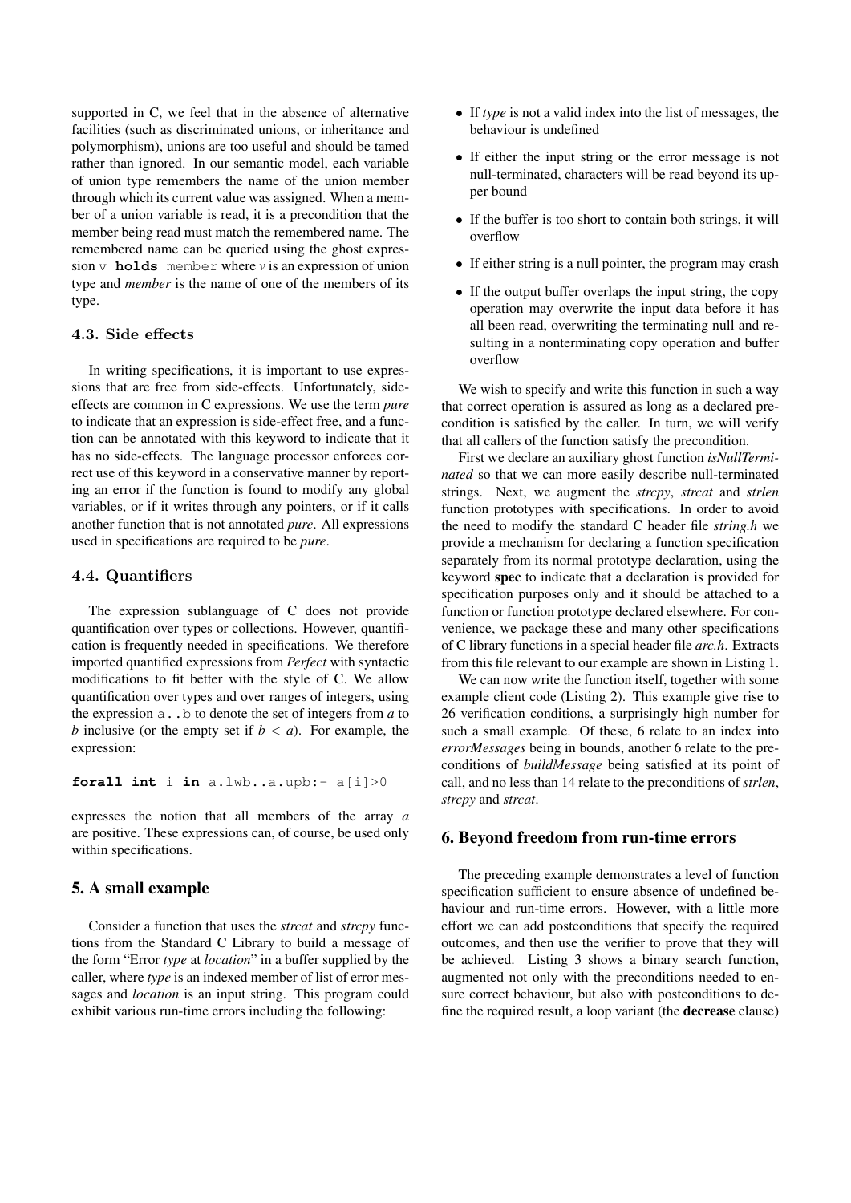supported in C, we feel that in the absence of alternative facilities (such as discriminated unions, or inheritance and polymorphism), unions are too useful and should be tamed rather than ignored. In our semantic model, each variable of union type remembers the name of the union member through which its current value was assigned. When a member of a union variable is read, it is a precondition that the member being read must match the remembered name. The remembered name can be queried using the ghost expression `v holds member` where *v* is an expression of union type and *member* is the name of one of the members of its type.

### 4.3. Side effects

In writing specifications, it is important to use expressions that are free from side-effects. Unfortunately, side-effects are common in C expressions. We use the term *pure* to indicate that an expression is side-effect free, and a function can be annotated with this keyword to indicate that it has no side-effects. The language processor enforces correct use of this keyword in a conservative manner by reporting an error if the function is found to modify any global variables, or if it writes through any pointers, or if it calls another function that is not annotated *pure*. All expressions used in specifications are required to be *pure*.

### 4.4. Quantifiers

The expression sublanguage of C does not provide quantification over types or collections. However, quantification is frequently needed in specifications. We therefore imported quantified expressions from *Perfect* with syntactic modifications to fit better with the style of C. We allow quantification over types and over ranges of integers, using the expression `a..b` to denote the set of integers from *a* to *b* inclusive (or the empty set if $b < a$). For example, the expression:

```
forall int i in a.lwb..a.upb:- a[i]>0
```

expresses the notion that all members of the array *a* are positive. These expressions can, of course, be used only within specifications.

## 5. A small example

Consider a function that uses the *strcat* and *strcpy* functions from the Standard C Library to build a message of the form "Error *type* at *location*" in a buffer supplied by the caller, where *type* is an indexed member of list of error messages and *location* is an input string. This program could exhibit various run-time errors including the following:

- If *type* is not a valid index into the list of messages, the behaviour is undefined
- If either the input string or the error message is not null-terminated, characters will be read beyond its upper bound
- If the buffer is too short to contain both strings, it will overflow
- If either string is a null pointer, the program may crash
- If the output buffer overlaps the input string, the copy operation may overwrite the input data before it has all been read, overwriting the terminating null and resulting in a nonterminating copy operation and buffer overflow

We wish to specify and write this function in such a way that correct operation is assured as long as a declared precondition is satisfied by the caller. In turn, we will verify that all callers of the function satisfy the precondition.

First we declare an auxiliary ghost function *isNullTerminated* so that we can more easily describe null-terminated strings. Next, we augment the *strcpy*, *strcat* and *strlen* function prototypes with specifications. In order to avoid the need to modify the standard C header file *string.h* we provide a mechanism for declaring a function specification separately from its normal prototype declaration, using the keyword **spec** to indicate that a declaration is provided for specification purposes only and it should be attached to a function or function prototype declared elsewhere. For convenience, we package these and many other specifications of C library functions in a special header file *arc.h*. Extracts from this file relevant to our example are shown in Listing 1.

We can now write the function itself, together with some example client code (Listing 2). This example give rise to 26 verification conditions, a surprisingly high number for such a small example. Of these, 6 relate to an index into *errorMessages* being in bounds, another 6 relate to the preconditions of *buildMessage* being satisfied at its point of call, and no less than 14 relate to the preconditions of *strlen*, *strcpy* and *strcat*.

## 6. Beyond freedom from run-time errors

The preceding example demonstrates a level of function specification sufficient to ensure absence of undefined behaviour and run-time errors. However, with a little more effort we can add postconditions that specify the required outcomes, and then use the verifier to prove that they will be achieved. Listing 3 shows a binary search function, augmented not only with the preconditions needed to ensure correct behaviour, but also with postconditions to define the required result, a loop variant (the **decrease** clause)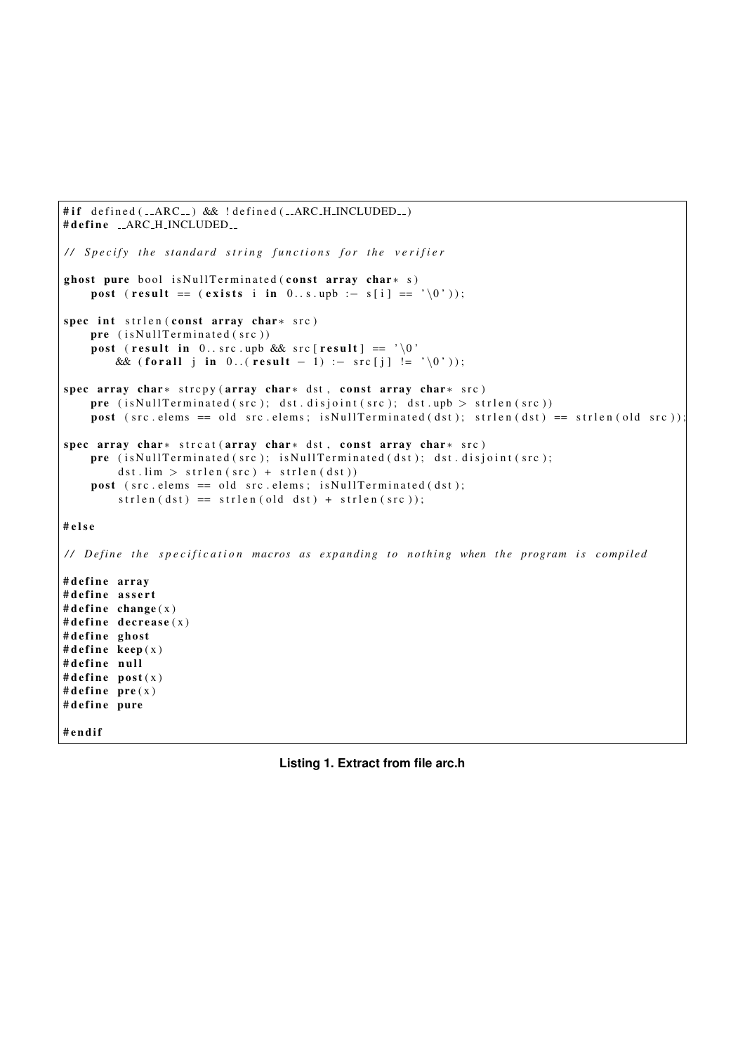```
#if defined(__ARC__) && !defined(__ARC_H_INCLUDED__)
#define __ARC_H_INCLUDED__

// Specify the standard string functions for the verifier

ghost pure bool isNullTerminated(const array char* s)
    post (result == (exists i in 0..s.upb :- s[i] == '\0'));

spec int strlen(const array char* src)
    pre (isNullTerminated(src))
    post (result in 0..src.upb && src[result] == '\0'
        && (forall j in 0..(result - 1) :- src[j] != '\0'));

spec array char* strcpy(array char* dst, const array char* src)
    pre (isNullTerminated(src); dst.disjoint(src); dst.upb > strlen(src))
    post (src.elems == old src.elems; isNullTerminated(dst); strlen(dst) == strlen(old src));

spec array char* strcat(array char* dst, const array char* src)
    pre (isNullTerminated(src); isNullTerminated(dst); dst.disjoint(src);
        dst.lim > strlen(src) + strlen(dst))
    post (src.elems == old src.elems; isNullTerminated(dst);
        strlen(dst) == strlen(old dst) + strlen(src));

#else

// Define the specification macros as expanding to nothing when the program is compiled

#define array
#define assert
#define change(x)
#define decrease(x)
#define ghost
#define keep(x)
#define null
#define post(x)
#define pre(x)
#define pure

#endif
```

**Listing 1. Extract from file arc.h**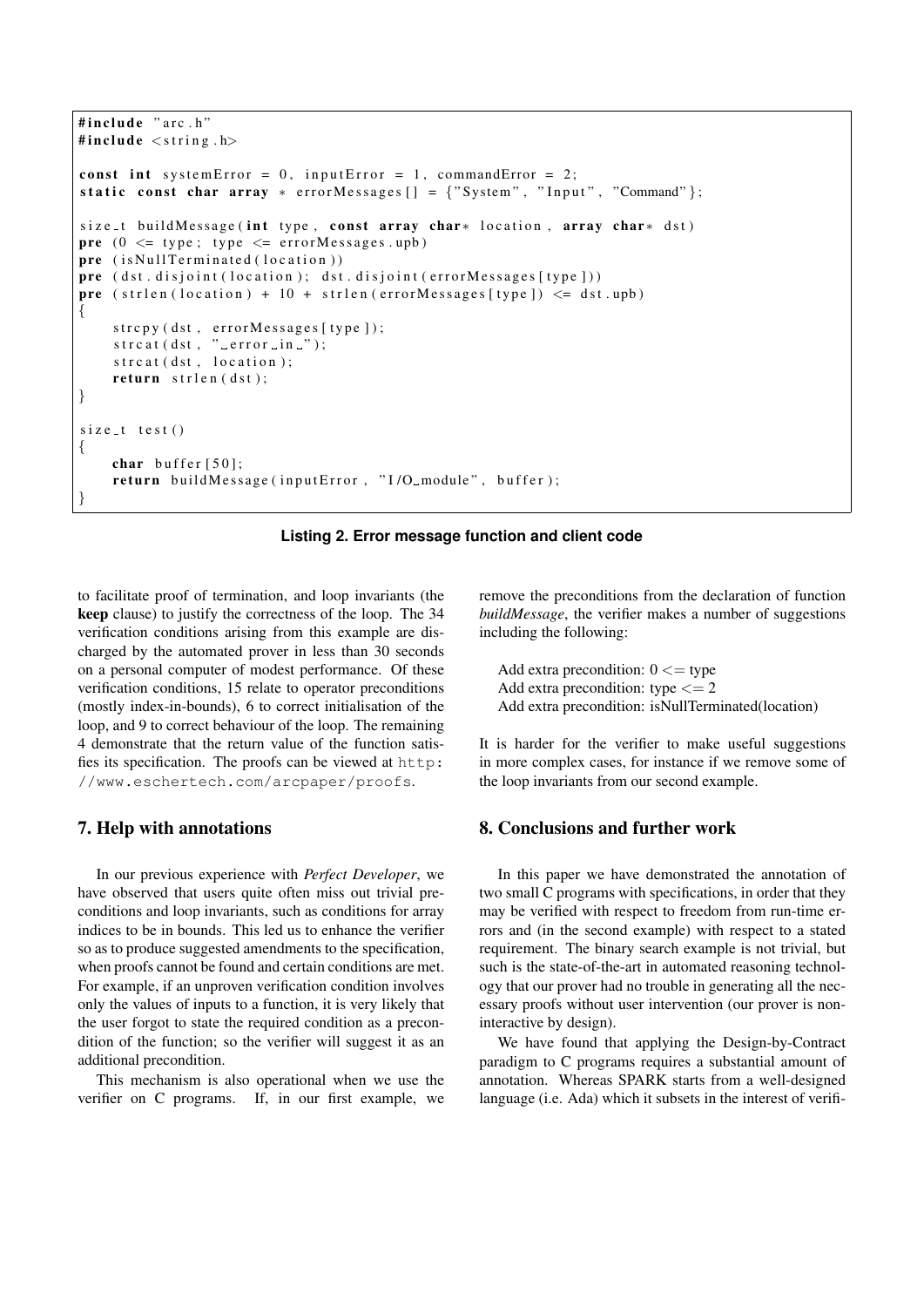```
#include "arc.h"
#include <string.h>

const int systemError = 0, inputError = 1, commandError = 2;
static const char array * errorMessages[] = {"System", "Input", "Command"};

size_t buildMessage(int type, const array char* location, array char* dst)
pre (0 <= type; type <= errorMessages.upb)
pre (isNullTerminated(location))
pre (dst.disjoint(location); dst.disjoint(errorMessages[type]))
pre (strlen(location) + 10 + strlen(errorMessages[type]) <= dst.upb)
{
    strcpy(dst, errorMessages[type]);
    strcat(dst, " error in ");
    strcat(dst, location);
    return strlen(dst);
}

size_t test()
{
    char buffer[50];
    return buildMessage(inputError, "I/O module", buffer);
}
```

**Listing 2. Error message function and client code**

to facilitate proof of termination, and loop invariants (the **keep** clause) to justify the correctness of the loop. The 34 verification conditions arising from this example are discharged by the automated prover in less than 30 seconds on a personal computer of modest performance. Of these verification conditions, 15 relate to operator preconditions (mostly index-in-bounds), 6 to correct initialisation of the loop, and 9 to correct behaviour of the loop. The remaining 4 demonstrate that the return value of the function satisfies its specification. The proofs can be viewed at `http://www.eschertech.com/arcpaper/proofs`.

## 7. Help with annotations

In our previous experience with *Perfect Developer*, we have observed that users quite often miss out trivial preconditions and loop invariants, such as conditions for array indices to be in bounds. This led us to enhance the verifier so as to produce suggested amendments to the specification, when proofs cannot be found and certain conditions are met. For example, if an unproven verification condition involves only the values of inputs to a function, it is very likely that the user forgot to state the required condition as a precondition of the function; so the verifier will suggest it as an additional precondition.

This mechanism is also operational when we use the verifier on C programs. If, in our first example, we remove the preconditions from the declaration of function *buildMessage*, the verifier makes a number of suggestions including the following:

Add extra precondition: 0 <= type
Add extra precondition: type <= 2
Add extra precondition: isNullTerminated(location)

It is harder for the verifier to make useful suggestions in more complex cases, for instance if we remove some of the loop invariants from our second example.

## 8. Conclusions and further work

In this paper we have demonstrated the annotation of two small C programs with specifications, in order that they may be verified with respect to freedom from run-time errors and (in the second example) with respect to a stated requirement. The binary search example is not trivial, but such is the state-of-the-art in automated reasoning technology that our prover had no trouble in generating all the necessary proofs without user intervention (our prover is non-interactive by design).

We have found that applying the Design-by-Contract paradigm to C programs requires a substantial amount of annotation. Whereas SPARK starts from a well-designed language (i.e. Ada) which it subsets in the interest of verifi-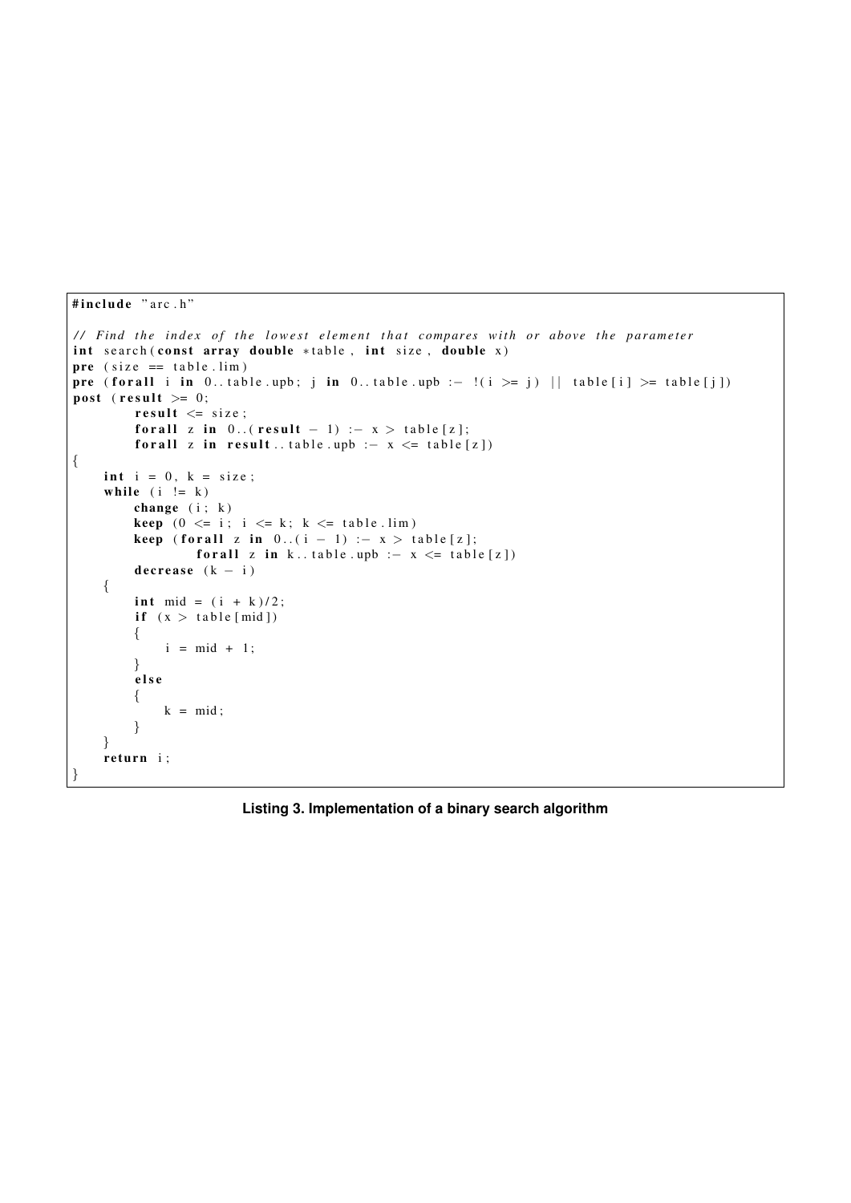```
#include "arc.h"

// Find the index of the lowest element that compares with or above the parameter
int search(const array double *table, int size, double x)
pre (size == table.lim)
pre (forall i in 0..table.upb; j in 0..table.upb :- !(i >= j) || table[i] >= table[j])
post (result >= 0;
        result <= size;
        forall z in 0..(result - 1) :- x > table[z];
        forall z in result..table.upb :- x <= table[z])
{
    int i = 0, k = size;
    while (i != k)
        change (i; k)
        keep (0 <= i; i <= k; k <= table.lim)
        keep (forall z in 0..(i - 1) :- x > table[z];
                forall z in k..table.upb :- x <= table[z])
        decrease (k - i)
    {
        int mid = (i + k)/2;
        if (x > table[mid])
        {
            i = mid + 1;
        }
        else
        {
            k = mid;
        }
    }
    return i;
}
```

**Listing 3. Implementation of a binary search algorithm**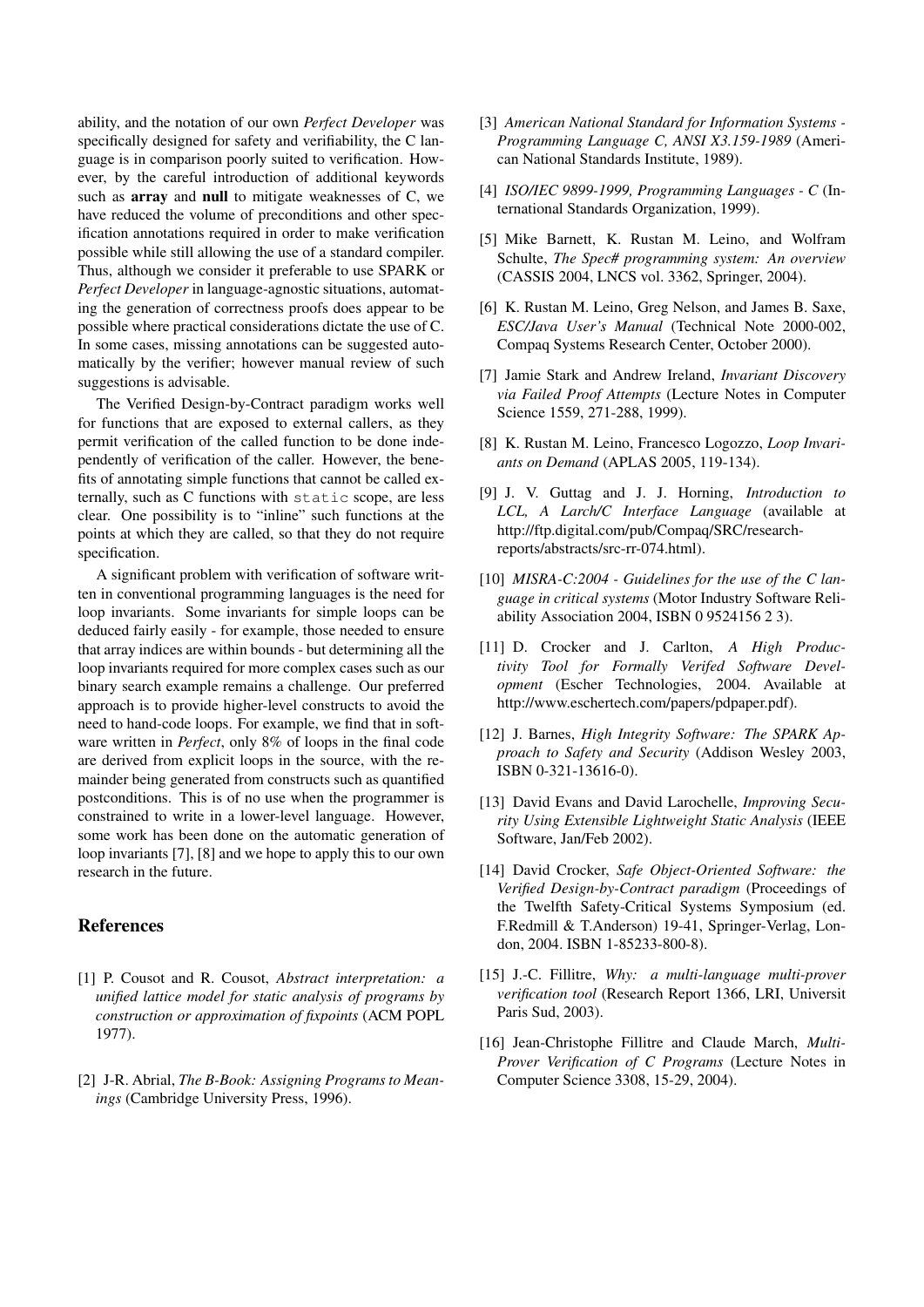ability, and the notation of our own *Perfect Developer* was specifically designed for safety and verifiability, the C language is in comparison poorly suited to verification. However, by the careful introduction of additional keywords such as **array** and **null** to mitigate weaknesses of C, we have reduced the volume of preconditions and other specification annotations required in order to make verification possible while still allowing the use of a standard compiler. Thus, although we consider it preferable to use SPARK or *Perfect Developer* in language-agnostic situations, automating the generation of correctness proofs does appear to be possible where practical considerations dictate the use of C. In some cases, missing annotations can be suggested automatically by the verifier; however manual review of such suggestions is advisable.

The Verified Design-by-Contract paradigm works well for functions that are exposed to external callers, as they permit verification of the called function to be done independently of verification of the caller. However, the benefits of annotating simple functions that cannot be called externally, such as C functions with `static` scope, are less clear. One possibility is to "inline" such functions at the points at which they are called, so that they do not require specification.

A significant problem with verification of software written in conventional programming languages is the need for loop invariants. Some invariants for simple loops can be deduced fairly easily - for example, those needed to ensure that array indices are within bounds - but determining all the loop invariants required for more complex cases such as our binary search example remains a challenge. Our preferred approach is to provide higher-level constructs to avoid the need to hand-code loops. For example, we find that in software written in *Perfect*, only 8% of loops in the final code are derived from explicit loops in the source, with the remainder being generated from constructs such as quantified postconditions. This is of no use when the programmer is constrained to write in a lower-level language. However, some work has been done on the automatic generation of loop invariants [7], [8] and we hope to apply this to our own research in the future.

## References

[1] P. Cousot and R. Cousot, *Abstract interpretation: a unified lattice model for static analysis of programs by construction or approximation of fixpoints* (ACM POPL 1977).

[2] J-R. Abrial, *The B-Book: Assigning Programs to Meanings* (Cambridge University Press, 1996).

[3] *American National Standard for Information Systems - Programming Language C, ANSI X3.159-1989* (American National Standards Institute, 1989).

[4] *ISO/IEC 9899-1999, Programming Languages - C* (International Standards Organization, 1999).

[5] Mike Barnett, K. Rustan M. Leino, and Wolfram Schulte, *The Spec# programming system: An overview* (CASSIS 2004, LNCS vol. 3362, Springer, 2004).

[6] K. Rustan M. Leino, Greg Nelson, and James B. Saxe, *ESC/Java User's Manual* (Technical Note 2000-002, Compaq Systems Research Center, October 2000).

[7] Jamie Stark and Andrew Ireland, *Invariant Discovery via Failed Proof Attempts* (Lecture Notes in Computer Science 1559, 271-288, 1999).

[8] K. Rustan M. Leino, Francesco Logozzo, *Loop Invariants on Demand* (APLAS 2005, 119-134).

[9] J. V. Guttag and J. J. Horning, *Introduction to LCL, A Larch/C Interface Language* (available at http://ftp.digital.com/pub/Compaq/SRC/research-reports/abstracts/src-rr-074.html).

[10] *MISRA-C:2004 - Guidelines for the use of the C language in critical systems* (Motor Industry Software Reliability Association 2004, ISBN 0 9524156 2 3).

[11] D. Crocker and J. Carlton, *A High Productivity Tool for Formally Verifed Software Development* (Escher Technologies, 2004. Available at http://www.eschertech.com/papers/pdpaper.pdf).

[12] J. Barnes, *High Integrity Software: The SPARK Approach to Safety and Security* (Addison Wesley 2003, ISBN 0-321-13616-0).

[13] David Evans and David Larochelle, *Improving Security Using Extensible Lightweight Static Analysis* (IEEE Software, Jan/Feb 2002).

[14] David Crocker, *Safe Object-Oriented Software: the Verified Design-by-Contract paradigm* (Proceedings of the Twelfth Safety-Critical Systems Symposium (ed. F.Redmill & T.Anderson) 19-41, Springer-Verlag, London, 2004. ISBN 1-85233-800-8).

[15] J.-C. Fillitre, *Why: a multi-language multi-prover verification tool* (Research Report 1366, LRI, Universit Paris Sud, 2003).

[16] Jean-Christophe Fillitre and Claude March, *Multi-Prover Verification of C Programs* (Lecture Notes in Computer Science 3308, 15-29, 2004).